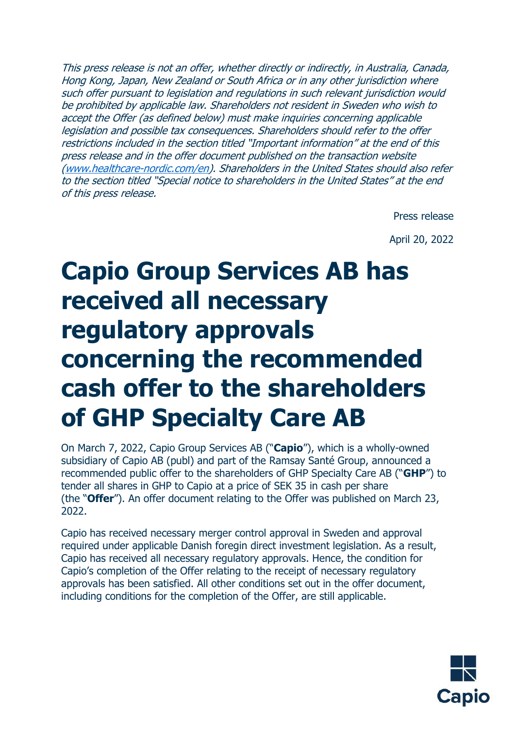*This press release is not an offer, whether directly or indirectly, in Australia, Canada, Hong Kong, Japan, New Zealand or South Africa or in any other jurisdiction where such offer pursuant to legislation and regulations in such relevant jurisdiction would be prohibited by applicable law. Shareholders not resident in Sweden who wish to accept the Offer (as defined below) must make inquiries concerning applicable legislation and possible tax consequences. Shareholders should refer to the offer restrictions included in the section titled "Important information" at the end of this press release and in the offer document published on the transaction website ([www.healthcare-nordic.com/en](http://www.healthcare-nordic.com/en)). Shareholders in the United States should also refer to the section titled "Special notice to shareholders in the United States" at the end of this press release.*

Press release

April 20, 2022

# Capio Group Services AB has received all necessary regulatory approvals concerning the recommended cash offer to the shareholders of GHP Specialty Care AB

On March 7, 2022, Capio Group Services AB ("**Capio**"), which is a wholly-owned subsidiary of Capio AB (publ) and part of the Ramsay Santé Group, announced a recommended public offer to the shareholders of GHP Specialty Care AB ("**GHP**") to tender all shares in GHP to Capio at a price of SEK 35 in cash per share (the "**Offer**"). An offer document relating to the Offer was published on March 23, 2022.

Capio has received necessary merger control approval in Sweden and approval required under applicable Danish foregin direct investment legislation. As a result, Capio has received all necessary regulatory approvals. Hence, the condition for Capio's completion of the Offer relating to the receipt of necessary regulatory approvals has been satisfied. All other conditions set out in the offer document, including conditions for the completion of the Offer, are still applicable.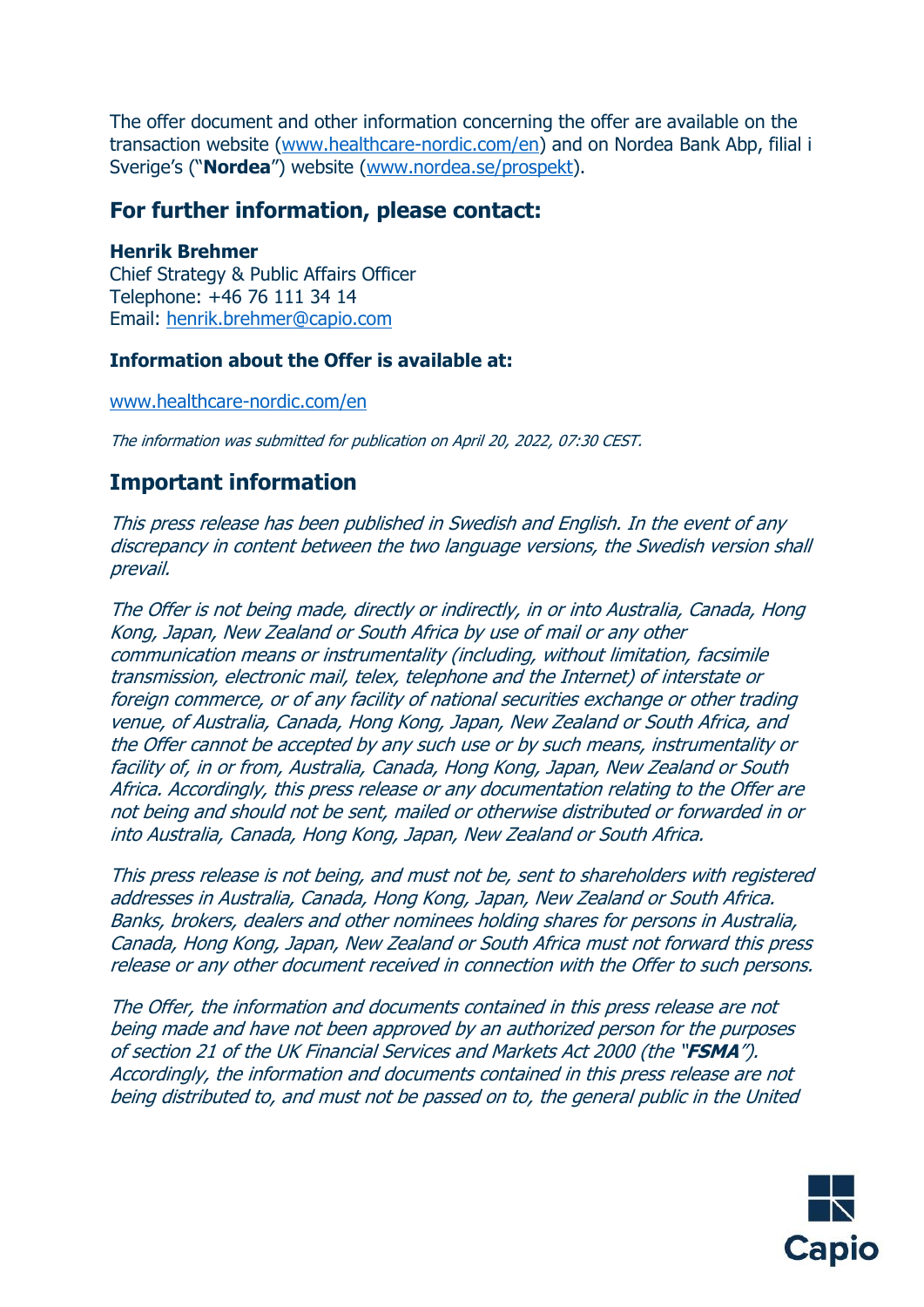The offer document and other information concerning the offer are available on the transaction website (www.healthcare-nordic.com/en) and on Nordea Bank Abp, filial i Sverige's ("**Nordea**") website (www.nordea.se/prospekt).

## For further information, please contact:

**Henrik Brehmer**
Chief Strategy & Public Affairs Officer
Telephone: +46 76 111 34 14
Email: henrik.brehmer@capio.com

### Information about the Offer is available at:

www.healthcare-nordic.com/en

*The information was submitted for publication on April 20, 2022, 07:30 CEST.*

## Important information

*This press release has been published in Swedish and English. In the event of any discrepancy in content between the two language versions, the Swedish version shall prevail.*

*The Offer is not being made, directly or indirectly, in or into Australia, Canada, Hong Kong, Japan, New Zealand or South Africa by use of mail or any other communication means or instrumentality (including, without limitation, facsimile transmission, electronic mail, telex, telephone and the Internet) of interstate or foreign commerce, or of any facility of national securities exchange or other trading venue, of Australia, Canada, Hong Kong, Japan, New Zealand or South Africa, and the Offer cannot be accepted by any such use or by such means, instrumentality or facility of, in or from, Australia, Canada, Hong Kong, Japan, New Zealand or South Africa. Accordingly, this press release or any documentation relating to the Offer are not being and should not be sent, mailed or otherwise distributed or forwarded in or into Australia, Canada, Hong Kong, Japan, New Zealand or South Africa.*

*This press release is not being, and must not be, sent to shareholders with registered addresses in Australia, Canada, Hong Kong, Japan, New Zealand or South Africa. Banks, brokers, dealers and other nominees holding shares for persons in Australia, Canada, Hong Kong, Japan, New Zealand or South Africa must not forward this press release or any other document received in connection with the Offer to such persons.*

*The Offer, the information and documents contained in this press release are not being made and have not been approved by an authorized person for the purposes of section 21 of the UK Financial Services and Markets Act 2000 (the "**FSMA**"). Accordingly, the information and documents contained in this press release are not being distributed to, and must not be passed on to, the general public in the United*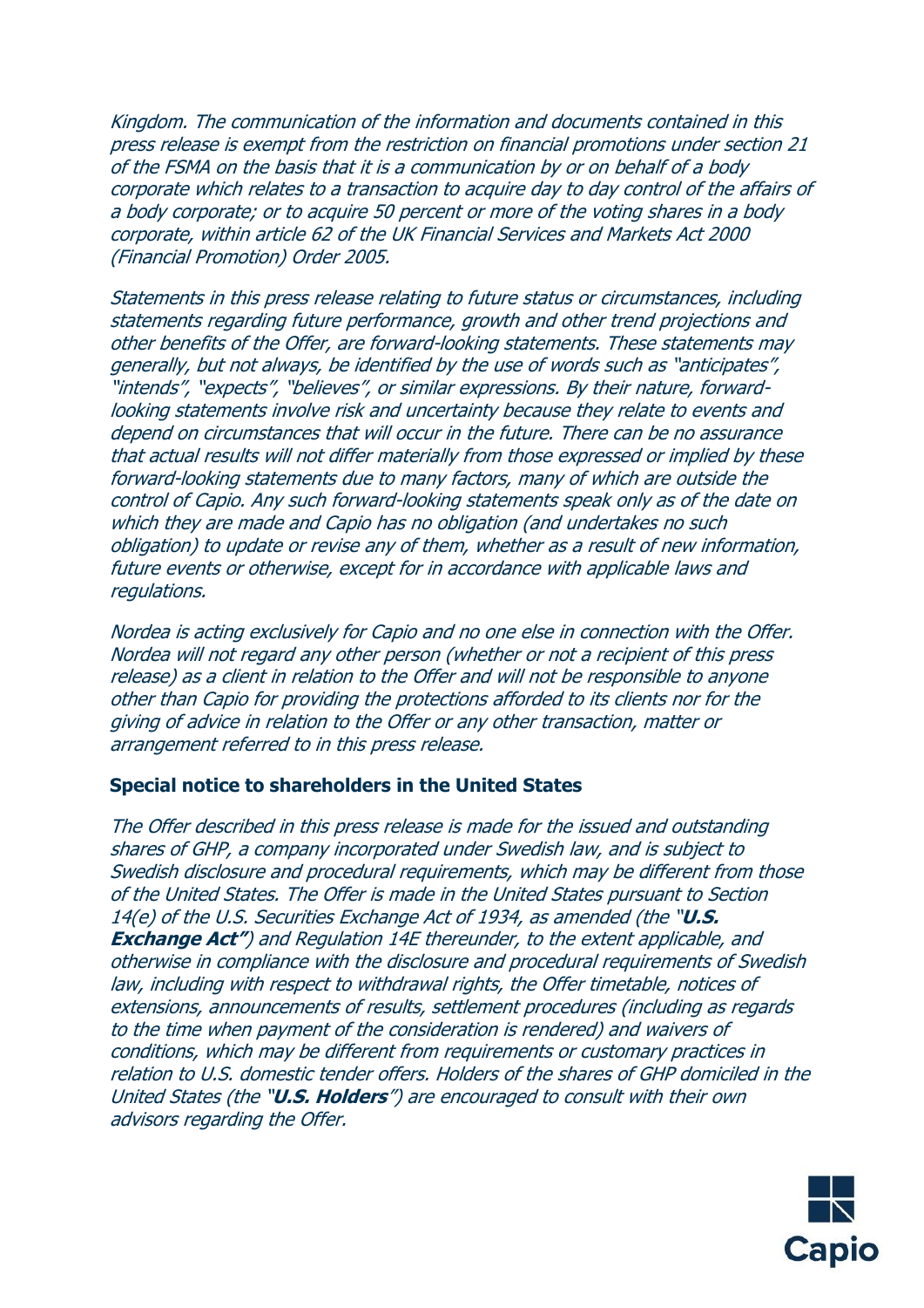*Kingdom. The communication of the information and documents contained in this press release is exempt from the restriction on financial promotions under section 21 of the FSMA on the basis that it is a communication by or on behalf of a body corporate which relates to a transaction to acquire day to day control of the affairs of a body corporate; or to acquire 50 percent or more of the voting shares in a body corporate, within article 62 of the UK Financial Services and Markets Act 2000 (Financial Promotion) Order 2005.*

*Statements in this press release relating to future status or circumstances, including statements regarding future performance, growth and other trend projections and other benefits of the Offer, are forward-looking statements. These statements may generally, but not always, be identified by the use of words such as "anticipates", "intends", "expects", "believes", or similar expressions. By their nature, forward-looking statements involve risk and uncertainty because they relate to events and depend on circumstances that will occur in the future. There can be no assurance that actual results will not differ materially from those expressed or implied by these forward-looking statements due to many factors, many of which are outside the control of Capio. Any such forward-looking statements speak only as of the date on which they are made and Capio has no obligation (and undertakes no such obligation) to update or revise any of them, whether as a result of new information, future events or otherwise, except for in accordance with applicable laws and regulations.*

*Nordea is acting exclusively for Capio and no one else in connection with the Offer. Nordea will not regard any other person (whether or not a recipient of this press release) as a client in relation to the Offer and will not be responsible to anyone other than Capio for providing the protections afforded to its clients nor for the giving of advice in relation to the Offer or any other transaction, matter or arrangement referred to in this press release.*

**Special notice to shareholders in the United States**

*The Offer described in this press release is made for the issued and outstanding shares of GHP, a company incorporated under Swedish law, and is subject to Swedish disclosure and procedural requirements, which may be different from those of the United States. The Offer is made in the United States pursuant to Section 14(e) of the U.S. Securities Exchange Act of 1934, as amended (the "**U.S. Exchange Act"**) and Regulation 14E thereunder, to the extent applicable, and otherwise in compliance with the disclosure and procedural requirements of Swedish law, including with respect to withdrawal rights, the Offer timetable, notices of extensions, announcements of results, settlement procedures (including as regards to the time when payment of the consideration is rendered) and waivers of conditions, which may be different from requirements or customary practices in relation to U.S. domestic tender offers. Holders of the shares of GHP domiciled in the United States (the "**U.S. Holders**") are encouraged to consult with their own advisors regarding the Offer.*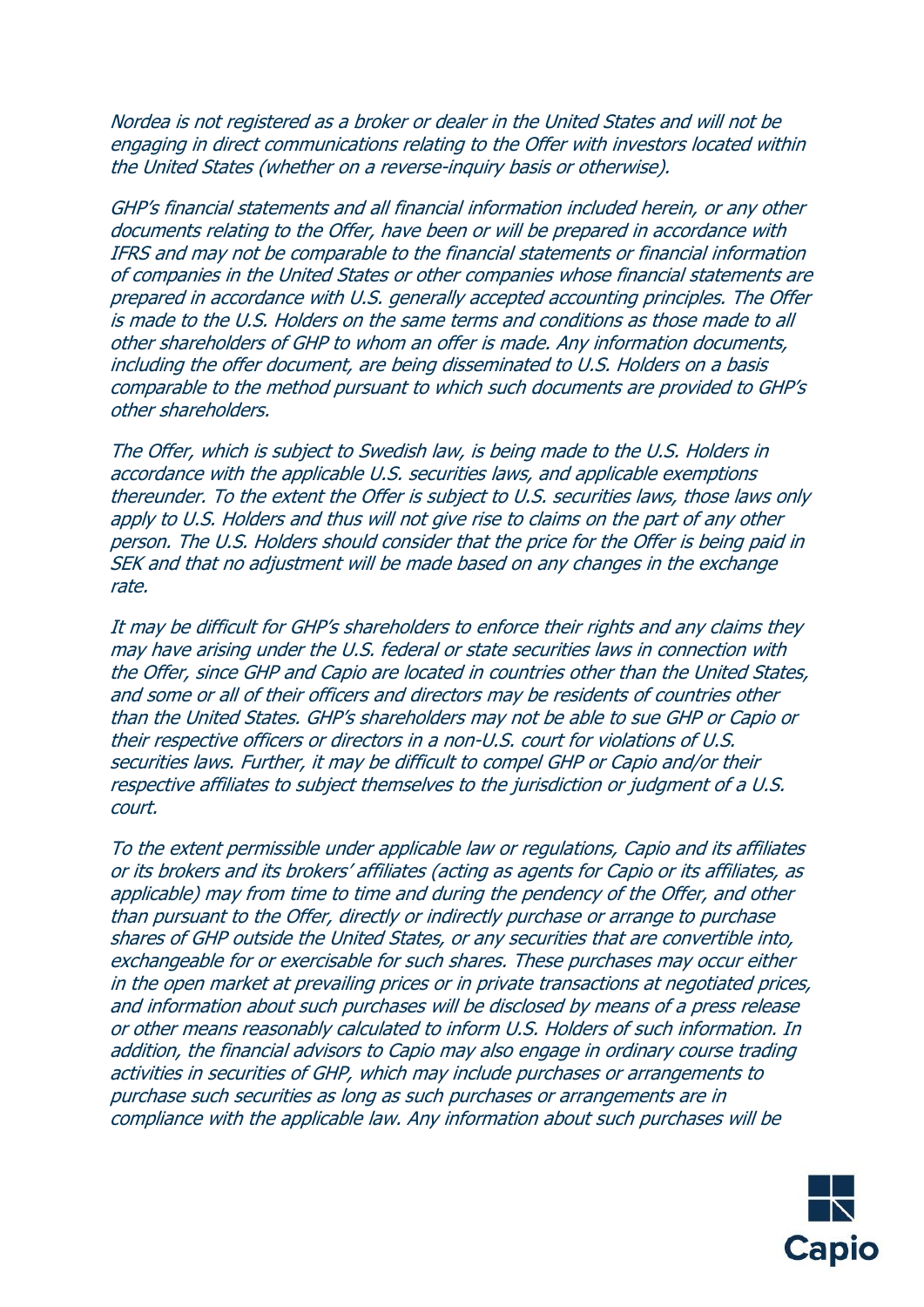*Nordea is not registered as a broker or dealer in the United States and will not be engaging in direct communications relating to the Offer with investors located within the United States (whether on a reverse-inquiry basis or otherwise).*

*GHP's financial statements and all financial information included herein, or any other documents relating to the Offer, have been or will be prepared in accordance with IFRS and may not be comparable to the financial statements or financial information of companies in the United States or other companies whose financial statements are prepared in accordance with U.S. generally accepted accounting principles. The Offer is made to the U.S. Holders on the same terms and conditions as those made to all other shareholders of GHP to whom an offer is made. Any information documents, including the offer document, are being disseminated to U.S. Holders on a basis comparable to the method pursuant to which such documents are provided to GHP's other shareholders.*

*The Offer, which is subject to Swedish law, is being made to the U.S. Holders in accordance with the applicable U.S. securities laws, and applicable exemptions thereunder. To the extent the Offer is subject to U.S. securities laws, those laws only apply to U.S. Holders and thus will not give rise to claims on the part of any other person. The U.S. Holders should consider that the price for the Offer is being paid in SEK and that no adjustment will be made based on any changes in the exchange rate.*

*It may be difficult for GHP's shareholders to enforce their rights and any claims they may have arising under the U.S. federal or state securities laws in connection with the Offer, since GHP and Capio are located in countries other than the United States, and some or all of their officers and directors may be residents of countries other than the United States. GHP's shareholders may not be able to sue GHP or Capio or their respective officers or directors in a non-U.S. court for violations of U.S. securities laws. Further, it may be difficult to compel GHP or Capio and/or their respective affiliates to subject themselves to the jurisdiction or judgment of a U.S. court.*

*To the extent permissible under applicable law or regulations, Capio and its affiliates or its brokers and its brokers' affiliates (acting as agents for Capio or its affiliates, as applicable) may from time to time and during the pendency of the Offer, and other than pursuant to the Offer, directly or indirectly purchase or arrange to purchase shares of GHP outside the United States, or any securities that are convertible into, exchangeable for or exercisable for such shares. These purchases may occur either in the open market at prevailing prices or in private transactions at negotiated prices, and information about such purchases will be disclosed by means of a press release or other means reasonably calculated to inform U.S. Holders of such information. In addition, the financial advisors to Capio may also engage in ordinary course trading activities in securities of GHP, which may include purchases or arrangements to purchase such securities as long as such purchases or arrangements are in compliance with the applicable law. Any information about such purchases will be*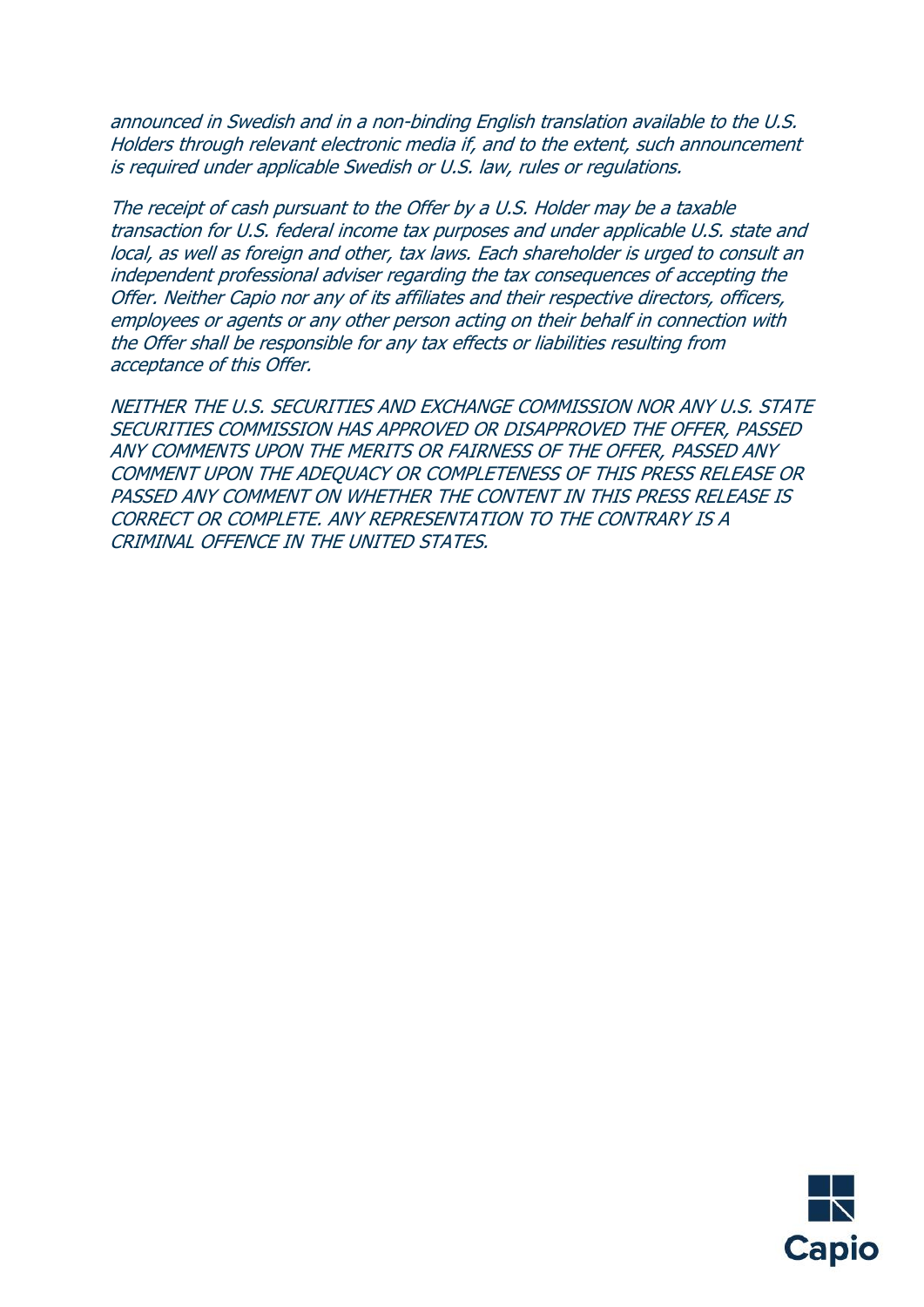*announced in Swedish and in a non-binding English translation available to the U.S. Holders through relevant electronic media if, and to the extent, such announcement is required under applicable Swedish or U.S. law, rules or regulations.*

*The receipt of cash pursuant to the Offer by a U.S. Holder may be a taxable transaction for U.S. federal income tax purposes and under applicable U.S. state and local, as well as foreign and other, tax laws. Each shareholder is urged to consult an independent professional adviser regarding the tax consequences of accepting the Offer. Neither Capio nor any of its affiliates and their respective directors, officers, employees or agents or any other person acting on their behalf in connection with the Offer shall be responsible for any tax effects or liabilities resulting from acceptance of this Offer.*

*NEITHER THE U.S. SECURITIES AND EXCHANGE COMMISSION NOR ANY U.S. STATE SECURITIES COMMISSION HAS APPROVED OR DISAPPROVED THE OFFER, PASSED ANY COMMENTS UPON THE MERITS OR FAIRNESS OF THE OFFER, PASSED ANY COMMENT UPON THE ADEQUACY OR COMPLETENESS OF THIS PRESS RELEASE OR PASSED ANY COMMENT ON WHETHER THE CONTENT IN THIS PRESS RELEASE IS CORRECT OR COMPLETE. ANY REPRESENTATION TO THE CONTRARY IS A CRIMINAL OFFENCE IN THE UNITED STATES.*